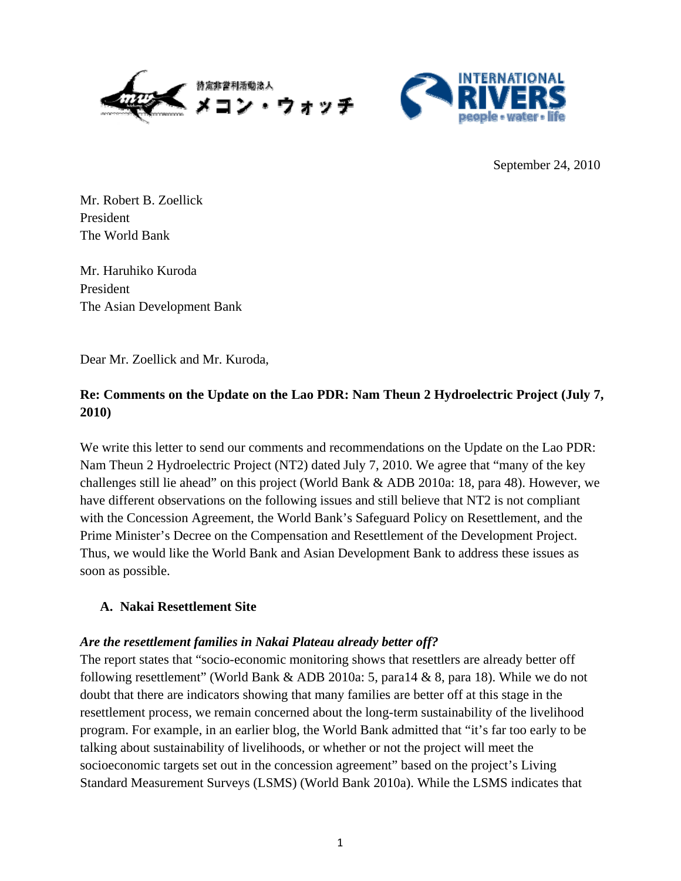特定非営利活動法人 メコン・ウォッチ

INTERNATIONAL RIVERS
people • water • life

September 24, 2010

Mr. Robert B. Zoellick
President
The World Bank

Mr. Haruhiko Kuroda
President
The Asian Development Bank

Dear Mr. Zoellick and Mr. Kuroda,

**Re: Comments on the Update on the Lao PDR: Nam Theun 2 Hydroelectric Project (July 7, 2010)**

We write this letter to send our comments and recommendations on the Update on the Lao PDR: Nam Theun 2 Hydroelectric Project (NT2) dated July 7, 2010. We agree that "many of the key challenges still lie ahead" on this project (World Bank & ADB 2010a: 18, para 48). However, we have different observations on the following issues and still believe that NT2 is not compliant with the Concession Agreement, the World Bank's Safeguard Policy on Resettlement, and the Prime Minister's Decree on the Compensation and Resettlement of the Development Project. Thus, we would like the World Bank and Asian Development Bank to address these issues as soon as possible.

## A. Nakai Resettlement Site

### *Are the resettlement families in Nakai Plateau already better off?*

The report states that "socio-economic monitoring shows that resettlers are already better off following resettlement" (World Bank & ADB 2010a: 5, para14 & 8, para 18). While we do not doubt that there are indicators showing that many families are better off at this stage in the resettlement process, we remain concerned about the long-term sustainability of the livelihood program. For example, in an earlier blog, the World Bank admitted that "it's far too early to be talking about sustainability of livelihoods, or whether or not the project will meet the socioeconomic targets set out in the concession agreement" based on the project's Living Standard Measurement Surveys (LSMS) (World Bank 2010a). While the LSMS indicates that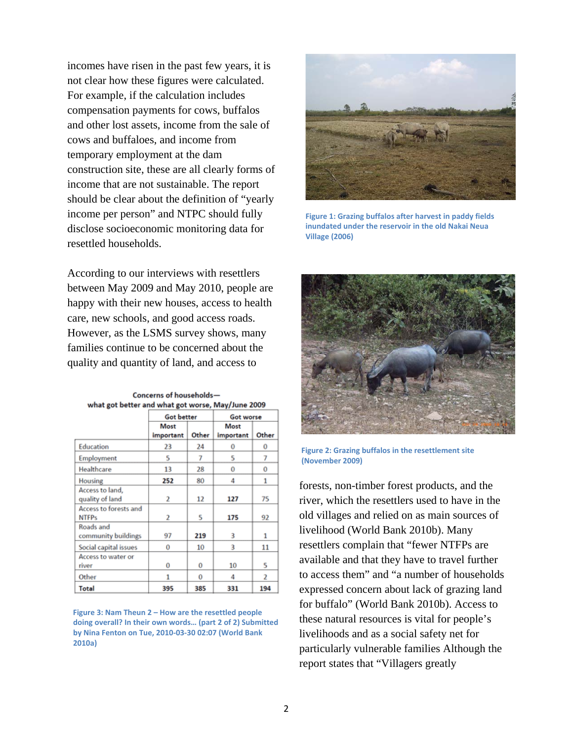incomes have risen in the past few years, it is not clear how these figures were calculated. For example, if the calculation includes compensation payments for cows, buffalos and other lost assets, income from the sale of cows and buffaloes, and income from temporary employment at the dam construction site, these are all clearly forms of income that are not sustainable. The report should be clear about the definition of "yearly income per person" and NTPC should fully disclose socioeconomic monitoring data for resettled households.

According to our interviews with resettlers between May 2009 and May 2010, people are happy with their new houses, access to health care, new schools, and good access roads. However, as the LSMS survey shows, many families continue to be concerned about the quality and quantity of land, and access to forests, non-timber forest products, and the river, which the resettlers used to have in the old villages and relied on as main sources of livelihood (World Bank 2010b). Many resettlers complain that "fewer NTFPs are available and that they have to travel further to access them" and "a number of households expressed concern about lack of grazing land for buffalo" (World Bank 2010b). Access to these natural resources is vital for people's livelihoods and as a social safety net for particularly vulnerable families Although the report states that "Villagers greatly

**Concerns of households—what got better and what got worse, May/June 2009**

| | Got better | | Got worse | |
|---|---|---|---|---|
| | Most important | Other | Most important | Other |
| Education | 23 | 24 | 0 | 0 |
| Employment | 5 | 7 | 5 | 7 |
| Healthcare | 13 | 28 | 0 | 0 |
| Housing | **252** | 80 | 4 | 1 |
| Access to land, quality of land | 2 | 12 | **127** | 75 |
| Access to forests and NTFPs | 2 | 5 | **175** | 92 |
| Roads and community buildings | 97 | **219** | 3 | 1 |
| Social capital issues | 0 | 10 | 3 | 11 |
| Access to water or river | 0 | 0 | 10 | 5 |
| Other | 1 | 0 | 4 | 2 |
| **Total** | **395** | **385** | **331** | **194** |

Figure 3: Nam Theun 2 – How are the resettled people doing overall? In their own words… (part 2 of 2) Submitted by Nina Fenton on Tue, 2010-03-30 02:07 (World Bank 2010a)

Figure 1: Grazing buffalos after harvest in paddy fields inundated under the reservoir in the old Nakai Neua Village (2006)

Figure 2: Grazing buffalos in the resettlement site (November 2009)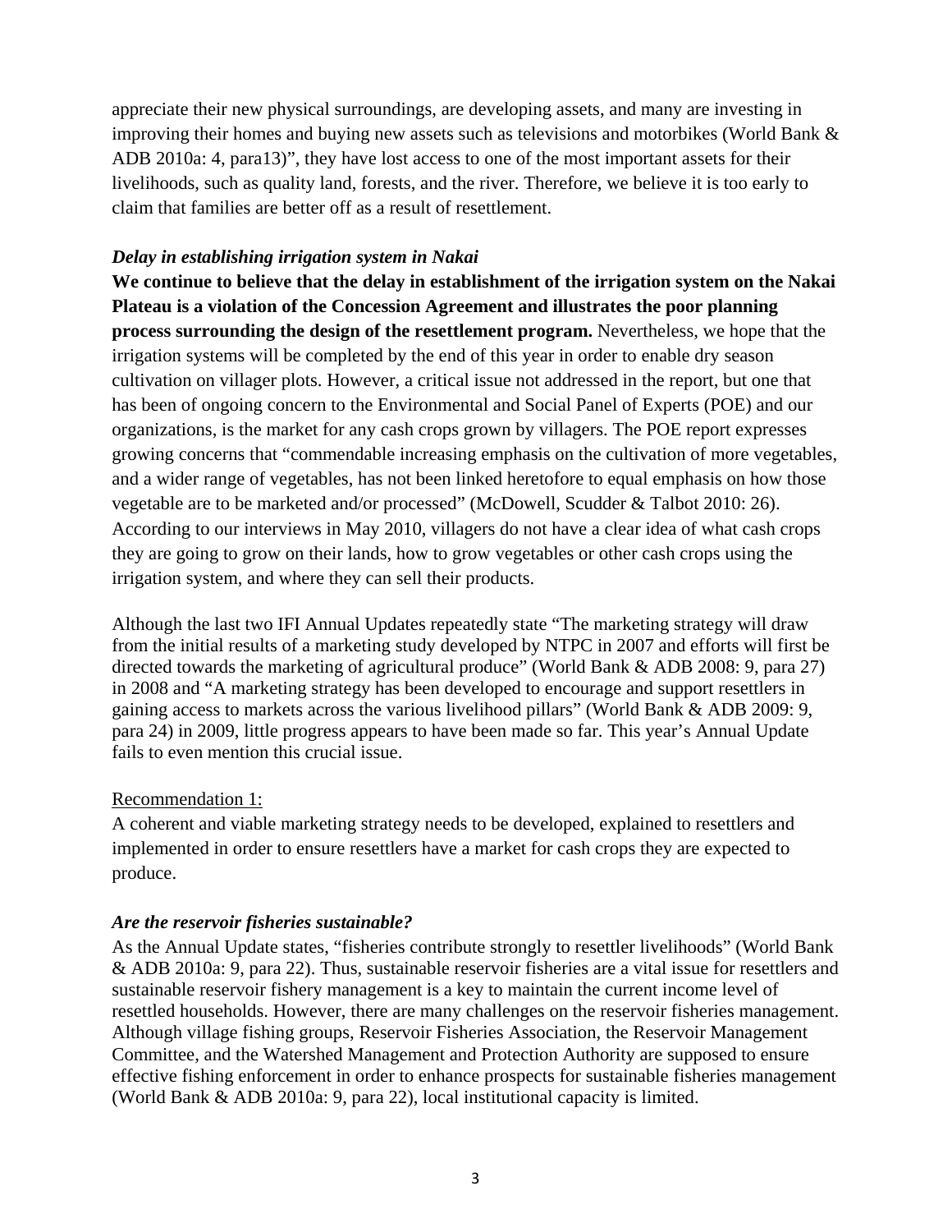appreciate their new physical surroundings, are developing assets, and many are investing in improving their homes and buying new assets such as televisions and motorbikes (World Bank & ADB 2010a: 4, para13)", they have lost access to one of the most important assets for their livelihoods, such as quality land, forests, and the river. Therefore, we believe it is too early to claim that families are better off as a result of resettlement.

### *Delay in establishing irrigation system in Nakai*

**We continue to believe that the delay in establishment of the irrigation system on the Nakai Plateau is a violation of the Concession Agreement and illustrates the poor planning process surrounding the design of the resettlement program.** Nevertheless, we hope that the irrigation systems will be completed by the end of this year in order to enable dry season cultivation on villager plots. However, a critical issue not addressed in the report, but one that has been of ongoing concern to the Environmental and Social Panel of Experts (POE) and our organizations, is the market for any cash crops grown by villagers. The POE report expresses growing concerns that "commendable increasing emphasis on the cultivation of more vegetables, and a wider range of vegetables, has not been linked heretofore to equal emphasis on how those vegetable are to be marketed and/or processed" (McDowell, Scudder & Talbot 2010: 26). According to our interviews in May 2010, villagers do not have a clear idea of what cash crops they are going to grow on their lands, how to grow vegetables or other cash crops using the irrigation system, and where they can sell their products.

Although the last two IFI Annual Updates repeatedly state "The marketing strategy will draw from the initial results of a marketing study developed by NTPC in 2007 and efforts will first be directed towards the marketing of agricultural produce" (World Bank & ADB 2008: 9, para 27) in 2008 and "A marketing strategy has been developed to encourage and support resettlers in gaining access to markets across the various livelihood pillars" (World Bank & ADB 2009: 9, para 24) in 2009, little progress appears to have been made so far. This year's Annual Update fails to even mention this crucial issue.

Recommendation 1:

A coherent and viable marketing strategy needs to be developed, explained to resettlers and implemented in order to ensure resettlers have a market for cash crops they are expected to produce.

### *Are the reservoir fisheries sustainable?*

As the Annual Update states, "fisheries contribute strongly to resettler livelihoods" (World Bank & ADB 2010a: 9, para 22). Thus, sustainable reservoir fisheries are a vital issue for resettlers and sustainable reservoir fishery management is a key to maintain the current income level of resettled households. However, there are many challenges on the reservoir fisheries management. Although village fishing groups, Reservoir Fisheries Association, the Reservoir Management Committee, and the Watershed Management and Protection Authority are supposed to ensure effective fishing enforcement in order to enhance prospects for sustainable fisheries management (World Bank & ADB 2010a: 9, para 22), local institutional capacity is limited.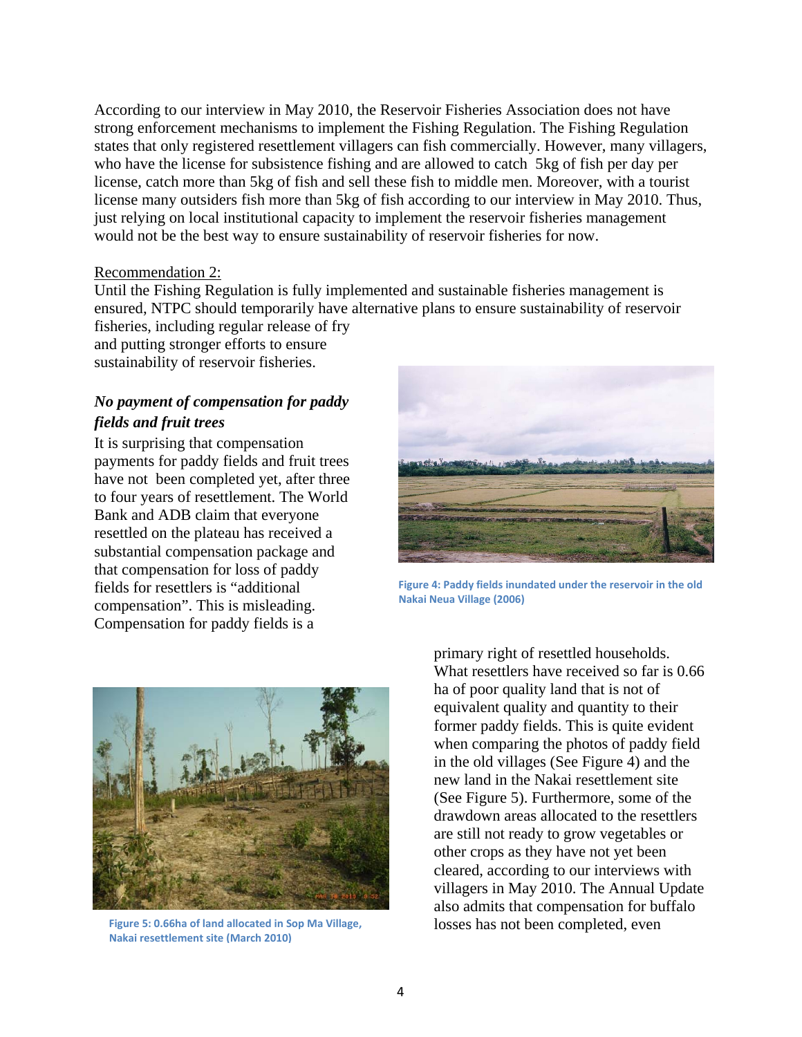According to our interview in May 2010, the Reservoir Fisheries Association does not have strong enforcement mechanisms to implement the Fishing Regulation. The Fishing Regulation states that only registered resettlement villagers can fish commercially. However, many villagers, who have the license for subsistence fishing and are allowed to catch 5kg of fish per day per license, catch more than 5kg of fish and sell these fish to middle men. Moreover, with a tourist license many outsiders fish more than 5kg of fish according to our interview in May 2010. Thus, just relying on local institutional capacity to implement the reservoir fisheries management would not be the best way to ensure sustainability of reservoir fisheries for now.

Recommendation 2:

Until the Fishing Regulation is fully implemented and sustainable fisheries management is ensured, NTPC should temporarily have alternative plans to ensure sustainability of reservoir fisheries, including regular release of fry and putting stronger efforts to ensure sustainability of reservoir fisheries.

### ***No payment of compensation for paddy fields and fruit trees***

It is surprising that compensation payments for paddy fields and fruit trees have not been completed yet, after three to four years of resettlement. The World Bank and ADB claim that everyone resettled on the plateau has received a substantial compensation package and that compensation for loss of paddy fields for resettlers is "additional compensation". This is misleading. Compensation for paddy fields is a primary right of resettled households. What resettlers have received so far is 0.66 ha of poor quality land that is not of equivalent quality and quantity to their former paddy fields. This is quite evident when comparing the photos of paddy field in the old villages (See Figure 4) and the new land in the Nakai resettlement site (See Figure 5). Furthermore, some of the drawdown areas allocated to the resettlers are still not ready to grow vegetables or other crops as they have not yet been cleared, according to our interviews with villagers in May 2010. The Annual Update also admits that compensation for buffalo losses has not been completed, even

Figure 4: Paddy fields inundated under the reservoir in the old Nakai Neua Village (2006)

Figure 5: 0.66ha of land allocated in Sop Ma Village, Nakai resettlement site (March 2010)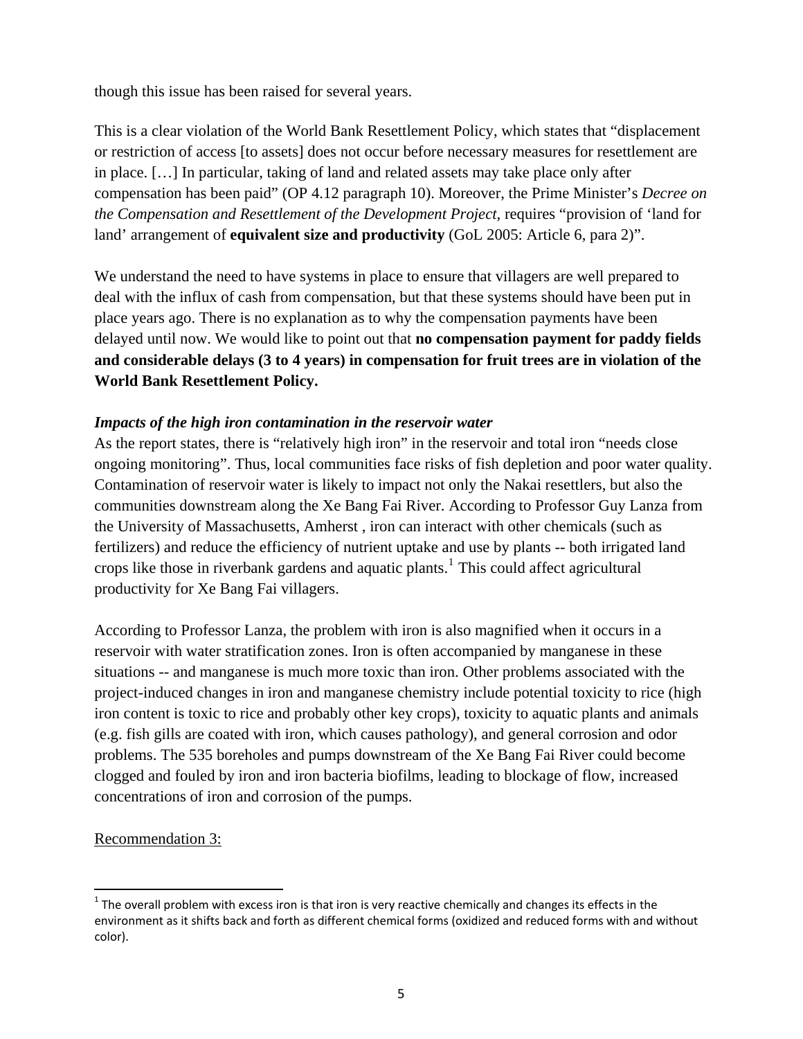though this issue has been raised for several years.

This is a clear violation of the World Bank Resettlement Policy, which states that "displacement or restriction of access [to assets] does not occur before necessary measures for resettlement are in place. […] In particular, taking of land and related assets may take place only after compensation has been paid" (OP 4.12 paragraph 10). Moreover, the Prime Minister's *Decree on the Compensation and Resettlement of the Development Project*, requires "provision of 'land for land' arrangement of **equivalent size and productivity** (GoL 2005: Article 6, para 2)".

We understand the need to have systems in place to ensure that villagers are well prepared to deal with the influx of cash from compensation, but that these systems should have been put in place years ago. There is no explanation as to why the compensation payments have been delayed until now. We would like to point out that **no compensation payment for paddy fields and considerable delays (3 to 4 years) in compensation for fruit trees are in violation of the World Bank Resettlement Policy.**

***Impacts of the high iron contamination in the reservoir water***

As the report states, there is "relatively high iron" in the reservoir and total iron "needs close ongoing monitoring". Thus, local communities face risks of fish depletion and poor water quality. Contamination of reservoir water is likely to impact not only the Nakai resettlers, but also the communities downstream along the Xe Bang Fai River. According to Professor Guy Lanza from the University of Massachusetts, Amherst , iron can interact with other chemicals (such as fertilizers) and reduce the efficiency of nutrient uptake and use by plants -- both irrigated land crops like those in riverbank gardens and aquatic plants.[1] This could affect agricultural productivity for Xe Bang Fai villagers.

According to Professor Lanza, the problem with iron is also magnified when it occurs in a reservoir with water stratification zones. Iron is often accompanied by manganese in these situations -- and manganese is much more toxic than iron. Other problems associated with the project-induced changes in iron and manganese chemistry include potential toxicity to rice (high iron content is toxic to rice and probably other key crops), toxicity to aquatic plants and animals (e.g. fish gills are coated with iron, which causes pathology), and general corrosion and odor problems. The 535 boreholes and pumps downstream of the Xe Bang Fai River could become clogged and fouled by iron and iron bacteria biofilms, leading to blockage of flow, increased concentrations of iron and corrosion of the pumps.

Recommendation 3:

[1] The overall problem with excess iron is that iron is very reactive chemically and changes its effects in the environment as it shifts back and forth as different chemical forms (oxidized and reduced forms with and without color).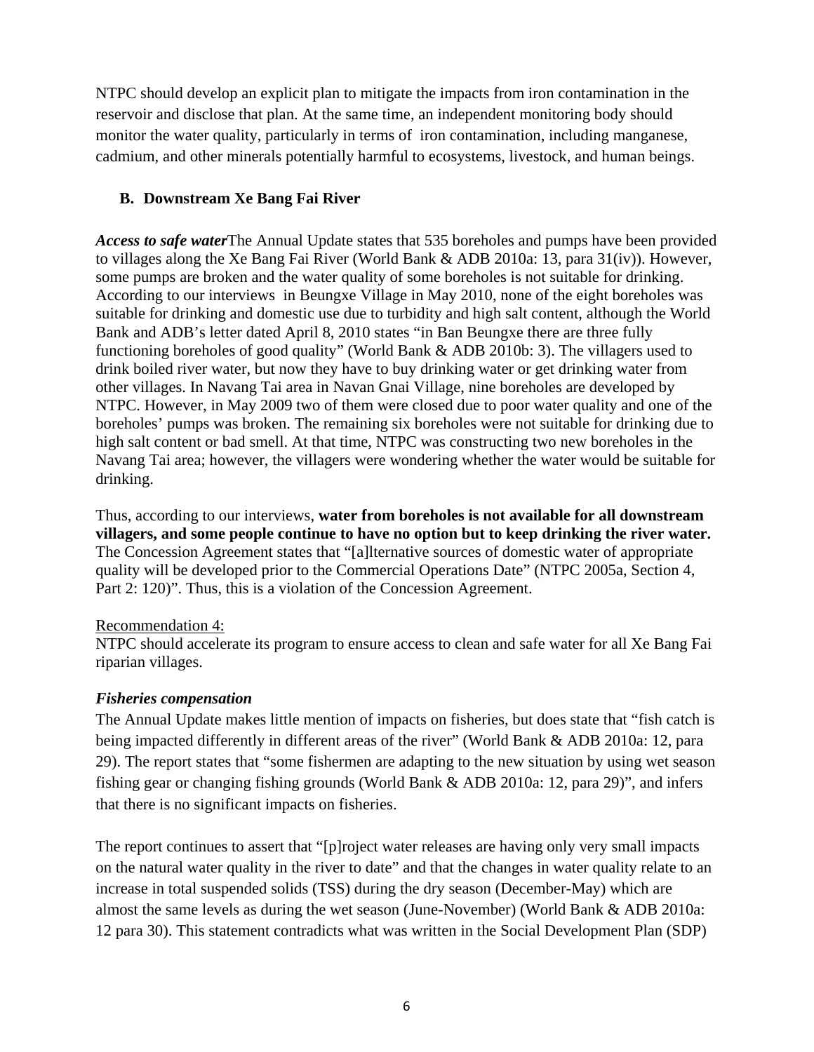NTPC should develop an explicit plan to mitigate the impacts from iron contamination in the reservoir and disclose that plan. At the same time, an independent monitoring body should monitor the water quality, particularly in terms of iron contamination, including manganese, cadmium, and other minerals potentially harmful to ecosystems, livestock, and human beings.

### B. Downstream Xe Bang Fai River

***Access to safe water***The Annual Update states that 535 boreholes and pumps have been provided to villages along the Xe Bang Fai River (World Bank & ADB 2010a: 13, para 31(iv)). However, some pumps are broken and the water quality of some boreholes is not suitable for drinking. According to our interviews in Beungxe Village in May 2010, none of the eight boreholes was suitable for drinking and domestic use due to turbidity and high salt content, although the World Bank and ADB's letter dated April 8, 2010 states "in Ban Beungxe there are three fully functioning boreholes of good quality" (World Bank & ADB 2010b: 3). The villagers used to drink boiled river water, but now they have to buy drinking water or get drinking water from other villages. In Navang Tai area in Navan Gnai Village, nine boreholes are developed by NTPC. However, in May 2009 two of them were closed due to poor water quality and one of the boreholes' pumps was broken. The remaining six boreholes were not suitable for drinking due to high salt content or bad smell. At that time, NTPC was constructing two new boreholes in the Navang Tai area; however, the villagers were wondering whether the water would be suitable for drinking.

Thus, according to our interviews, **water from boreholes is not available for all downstream villagers, and some people continue to have no option but to keep drinking the river water.** The Concession Agreement states that "[a]lternative sources of domestic water of appropriate quality will be developed prior to the Commercial Operations Date" (NTPC 2005a, Section 4, Part 2: 120)". Thus, this is a violation of the Concession Agreement.

Recommendation 4:
NTPC should accelerate its program to ensure access to clean and safe water for all Xe Bang Fai riparian villages.

***Fisheries compensation***

The Annual Update makes little mention of impacts on fisheries, but does state that "fish catch is being impacted differently in different areas of the river" (World Bank & ADB 2010a: 12, para 29). The report states that "some fishermen are adapting to the new situation by using wet season fishing gear or changing fishing grounds (World Bank & ADB 2010a: 12, para 29)", and infers that there is no significant impacts on fisheries.

The report continues to assert that "[p]roject water releases are having only very small impacts on the natural water quality in the river to date" and that the changes in water quality relate to an increase in total suspended solids (TSS) during the dry season (December-May) which are almost the same levels as during the wet season (June-November) (World Bank & ADB 2010a: 12 para 30). This statement contradicts what was written in the Social Development Plan (SDP)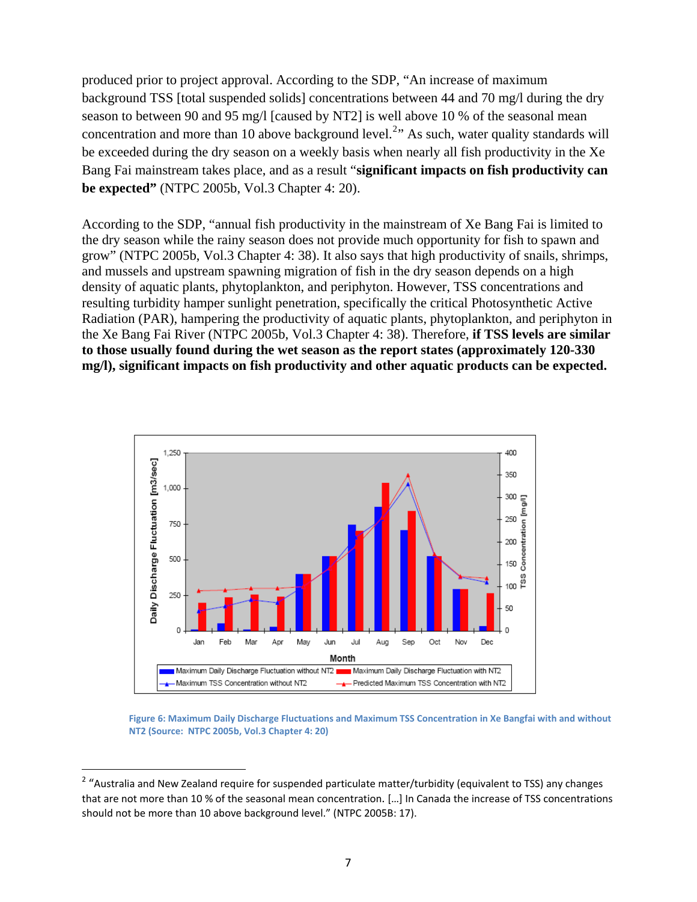produced prior to project approval. According to the SDP, "An increase of maximum background TSS [total suspended solids] concentrations between 44 and 70 mg/l during the dry season to between 90 and 95 mg/l [caused by NT2] is well above 10 % of the seasonal mean concentration and more than 10 above background level.[2]" As such, water quality standards will be exceeded during the dry season on a weekly basis when nearly all fish productivity in the Xe Bang Fai mainstream takes place, and as a result "**significant impacts on fish productivity can be expected"** (NTPC 2005b, Vol.3 Chapter 4: 20).

According to the SDP, "annual fish productivity in the mainstream of Xe Bang Fai is limited to the dry season while the rainy season does not provide much opportunity for fish to spawn and grow" (NTPC 2005b, Vol.3 Chapter 4: 38). It also says that high productivity of snails, shrimps, and mussels and upstream spawning migration of fish in the dry season depends on a high density of aquatic plants, phytoplankton, and periphyton. However, TSS concentrations and resulting turbidity hamper sunlight penetration, specifically the critical Photosynthetic Active Radiation (PAR), hampering the productivity of aquatic plants, phytoplankton, and periphyton in the Xe Bang Fai River (NTPC 2005b, Vol.3 Chapter 4: 38). Therefore, **if TSS levels are similar to those usually found during the wet season as the report states (approximately 120-330 mg/l), significant impacts on fish productivity and other aquatic products can be expected.**

**Figure 6: Maximum Daily Discharge Fluctuations and Maximum TSS Concentration in Xe Bangfai with and without NT2 (Source: NTPC 2005b, Vol.3 Chapter 4: 20)**

[2] "Australia and New Zealand require for suspended particulate matter/turbidity (equivalent to TSS) any changes that are not more than 10 % of the seasonal mean concentration. […] In Canada the increase of TSS concentrations should not be more than 10 above background level." (NTPC 2005B: 17).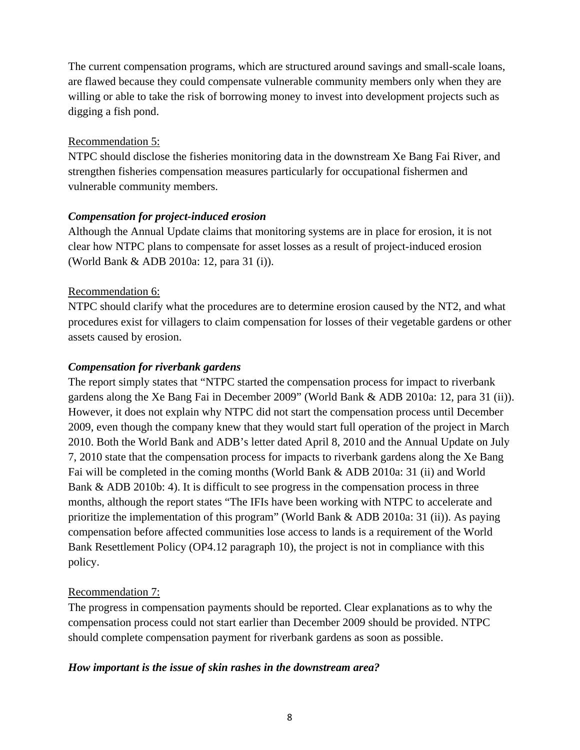The current compensation programs, which are structured around savings and small-scale loans, are flawed because they could compensate vulnerable community members only when they are willing or able to take the risk of borrowing money to invest into development projects such as digging a fish pond.

Recommendation 5:

NTPC should disclose the fisheries monitoring data in the downstream Xe Bang Fai River, and strengthen fisheries compensation measures particularly for occupational fishermen and vulnerable community members.

***Compensation for project-induced erosion***

Although the Annual Update claims that monitoring systems are in place for erosion, it is not clear how NTPC plans to compensate for asset losses as a result of project-induced erosion (World Bank & ADB 2010a: 12, para 31 (i)).

Recommendation 6:

NTPC should clarify what the procedures are to determine erosion caused by the NT2, and what procedures exist for villagers to claim compensation for losses of their vegetable gardens or other assets caused by erosion.

***Compensation for riverbank gardens***

The report simply states that "NTPC started the compensation process for impact to riverbank gardens along the Xe Bang Fai in December 2009" (World Bank & ADB 2010a: 12, para 31 (ii)). However, it does not explain why NTPC did not start the compensation process until December 2009, even though the company knew that they would start full operation of the project in March 2010. Both the World Bank and ADB's letter dated April 8, 2010 and the Annual Update on July 7, 2010 state that the compensation process for impacts to riverbank gardens along the Xe Bang Fai will be completed in the coming months (World Bank & ADB 2010a: 31 (ii) and World Bank & ADB 2010b: 4). It is difficult to see progress in the compensation process in three months, although the report states "The IFIs have been working with NTPC to accelerate and prioritize the implementation of this program" (World Bank & ADB 2010a: 31 (ii)). As paying compensation before affected communities lose access to lands is a requirement of the World Bank Resettlement Policy (OP4.12 paragraph 10), the project is not in compliance with this policy.

Recommendation 7:

The progress in compensation payments should be reported. Clear explanations as to why the compensation process could not start earlier than December 2009 should be provided. NTPC should complete compensation payment for riverbank gardens as soon as possible.

***How important is the issue of skin rashes in the downstream area?***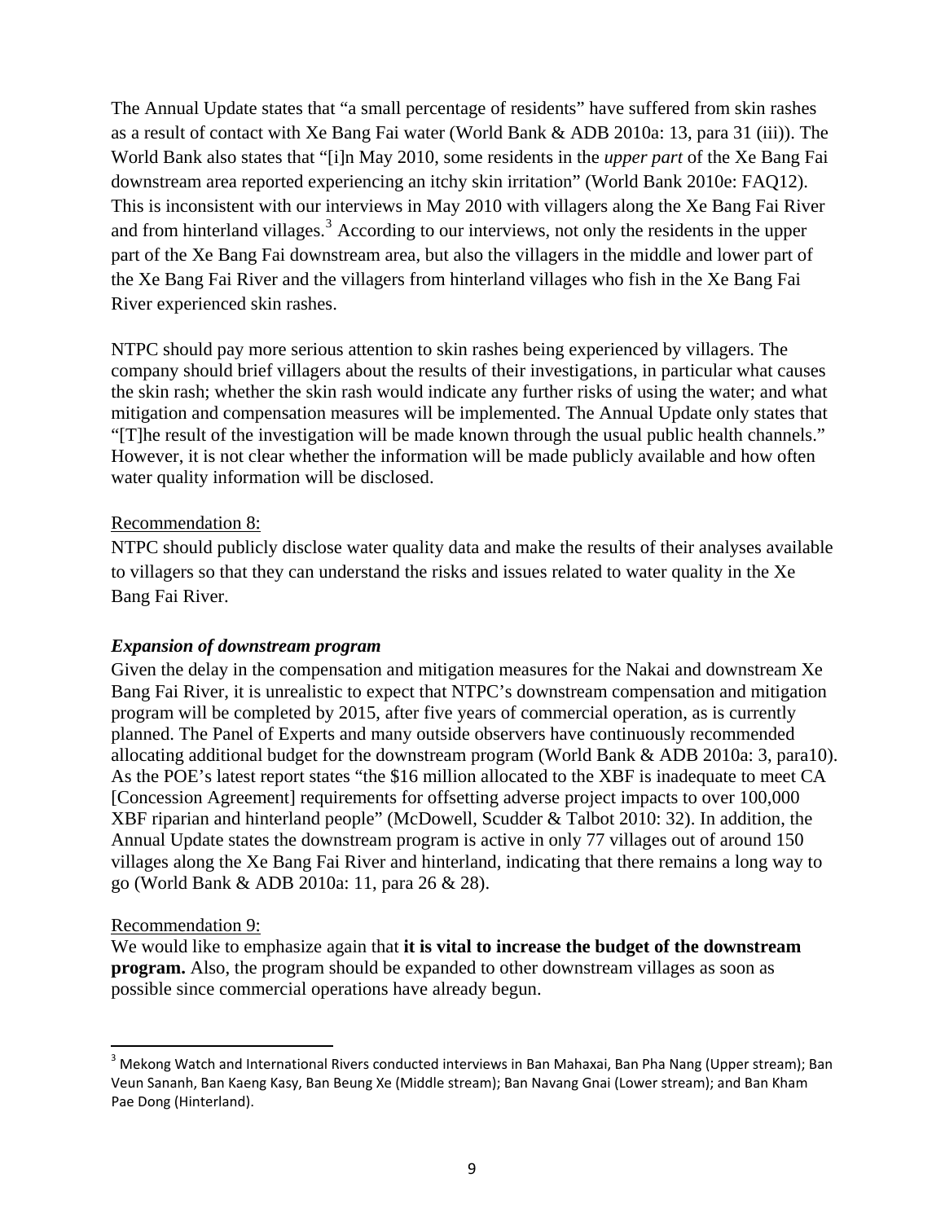The Annual Update states that "a small percentage of residents" have suffered from skin rashes as a result of contact with Xe Bang Fai water (World Bank & ADB 2010a: 13, para 31 (iii)). The World Bank also states that "[i]n May 2010, some residents in the *upper part* of the Xe Bang Fai downstream area reported experiencing an itchy skin irritation" (World Bank 2010e: FAQ12). This is inconsistent with our interviews in May 2010 with villagers along the Xe Bang Fai River and from hinterland villages.[3] According to our interviews, not only the residents in the upper part of the Xe Bang Fai downstream area, but also the villagers in the middle and lower part of the Xe Bang Fai River and the villagers from hinterland villages who fish in the Xe Bang Fai River experienced skin rashes.

NTPC should pay more serious attention to skin rashes being experienced by villagers. The company should brief villagers about the results of their investigations, in particular what causes the skin rash; whether the skin rash would indicate any further risks of using the water; and what mitigation and compensation measures will be implemented. The Annual Update only states that "[T]he result of the investigation will be made known through the usual public health channels." However, it is not clear whether the information will be made publicly available and how often water quality information will be disclosed.

Recommendation 8:

NTPC should publicly disclose water quality data and make the results of their analyses available to villagers so that they can understand the risks and issues related to water quality in the Xe Bang Fai River.

***Expansion of downstream program***

Given the delay in the compensation and mitigation measures for the Nakai and downstream Xe Bang Fai River, it is unrealistic to expect that NTPC's downstream compensation and mitigation program will be completed by 2015, after five years of commercial operation, as is currently planned. The Panel of Experts and many outside observers have continuously recommended allocating additional budget for the downstream program (World Bank & ADB 2010a: 3, para10). As the POE's latest report states "the $16 million allocated to the XBF is inadequate to meet CA [Concession Agreement] requirements for offsetting adverse project impacts to over 100,000 XBF riparian and hinterland people" (McDowell, Scudder & Talbot 2010: 32). In addition, the Annual Update states the downstream program is active in only 77 villages out of around 150 villages along the Xe Bang Fai River and hinterland, indicating that there remains a long way to go (World Bank & ADB 2010a: 11, para 26 & 28).

Recommendation 9:

We would like to emphasize again that **it is vital to increase the budget of the downstream program.** Also, the program should be expanded to other downstream villages as soon as possible since commercial operations have already begun.

---

[3] Mekong Watch and International Rivers conducted interviews in Ban Mahaxai, Ban Pha Nang (Upper stream); Ban Veun Sananh, Ban Kaeng Kasy, Ban Beung Xe (Middle stream); Ban Navang Gnai (Lower stream); and Ban Kham Pae Dong (Hinterland).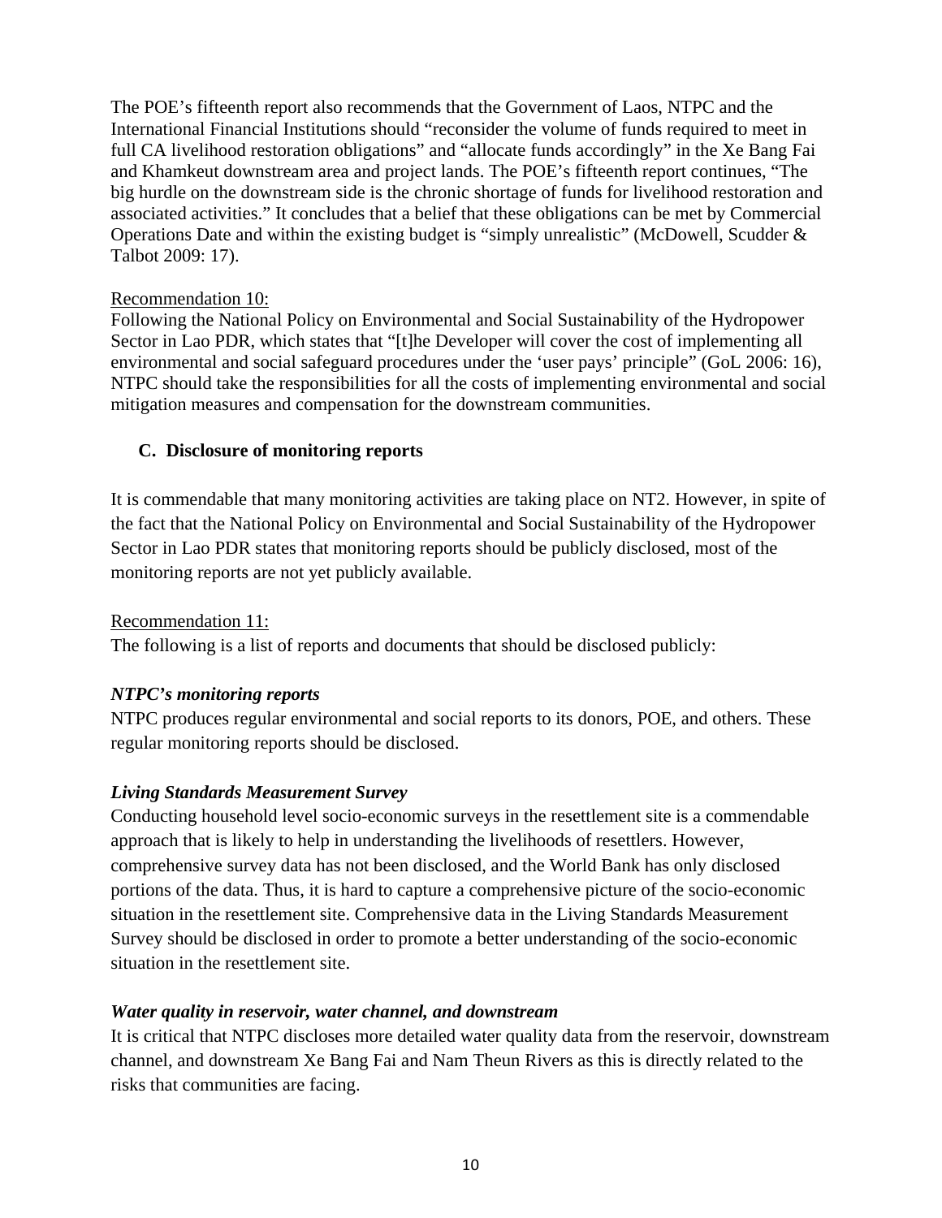The POE's fifteenth report also recommends that the Government of Laos, NTPC and the International Financial Institutions should "reconsider the volume of funds required to meet in full CA livelihood restoration obligations" and "allocate funds accordingly" in the Xe Bang Fai and Khamkeut downstream area and project lands. The POE's fifteenth report continues, "The big hurdle on the downstream side is the chronic shortage of funds for livelihood restoration and associated activities." It concludes that a belief that these obligations can be met by Commercial Operations Date and within the existing budget is "simply unrealistic" (McDowell, Scudder & Talbot 2009: 17).

Recommendation 10:
Following the National Policy on Environmental and Social Sustainability of the Hydropower Sector in Lao PDR, which states that "[t]he Developer will cover the cost of implementing all environmental and social safeguard procedures under the 'user pays' principle" (GoL 2006: 16), NTPC should take the responsibilities for all the costs of implementing environmental and social mitigation measures and compensation for the downstream communities.

### C. Disclosure of monitoring reports

It is commendable that many monitoring activities are taking place on NT2. However, in spite of the fact that the National Policy on Environmental and Social Sustainability of the Hydropower Sector in Lao PDR states that monitoring reports should be publicly disclosed, most of the monitoring reports are not yet publicly available.

Recommendation 11:
The following is a list of reports and documents that should be disclosed publicly:

***NTPC's monitoring reports***

NTPC produces regular environmental and social reports to its donors, POE, and others. These regular monitoring reports should be disclosed.

***Living Standards Measurement Survey***

Conducting household level socio-economic surveys in the resettlement site is a commendable approach that is likely to help in understanding the livelihoods of resettlers. However, comprehensive survey data has not been disclosed, and the World Bank has only disclosed portions of the data. Thus, it is hard to capture a comprehensive picture of the socio-economic situation in the resettlement site. Comprehensive data in the Living Standards Measurement Survey should be disclosed in order to promote a better understanding of the socio-economic situation in the resettlement site.

***Water quality in reservoir, water channel, and downstream***

It is critical that NTPC discloses more detailed water quality data from the reservoir, downstream channel, and downstream Xe Bang Fai and Nam Theun Rivers as this is directly related to the risks that communities are facing.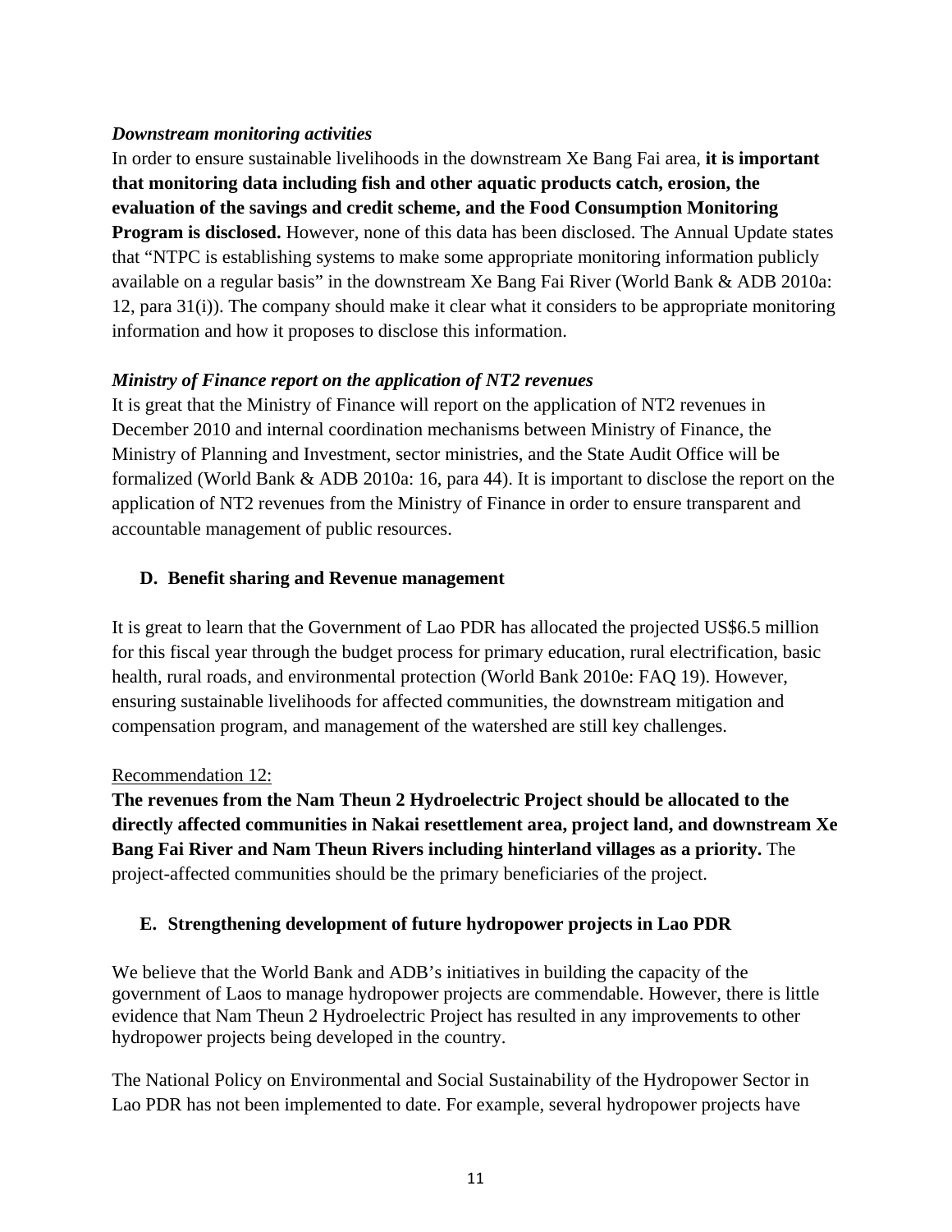*Downstream monitoring activities*

In order to ensure sustainable livelihoods in the downstream Xe Bang Fai area, **it is important that monitoring data including fish and other aquatic products catch, erosion, the evaluation of the savings and credit scheme, and the Food Consumption Monitoring Program is disclosed.** However, none of this data has been disclosed. The Annual Update states that "NTPC is establishing systems to make some appropriate monitoring information publicly available on a regular basis" in the downstream Xe Bang Fai River (World Bank & ADB 2010a: 12, para 31(i)). The company should make it clear what it considers to be appropriate monitoring information and how it proposes to disclose this information.

***Ministry of Finance report on the application of NT2 revenues***

It is great that the Ministry of Finance will report on the application of NT2 revenues in December 2010 and internal coordination mechanisms between Ministry of Finance, the Ministry of Planning and Investment, sector ministries, and the State Audit Office will be formalized (World Bank & ADB 2010a: 16, para 44). It is important to disclose the report on the application of NT2 revenues from the Ministry of Finance in order to ensure transparent and accountable management of public resources.

## D. Benefit sharing and Revenue management

It is great to learn that the Government of Lao PDR has allocated the projected US$6.5 million for this fiscal year through the budget process for primary education, rural electrification, basic health, rural roads, and environmental protection (World Bank 2010e: FAQ 19). However, ensuring sustainable livelihoods for affected communities, the downstream mitigation and compensation program, and management of the watershed are still key challenges.

Recommendation 12:

**The revenues from the Nam Theun 2 Hydroelectric Project should be allocated to the directly affected communities in Nakai resettlement area, project land, and downstream Xe Bang Fai River and Nam Theun Rivers including hinterland villages as a priority.** The project-affected communities should be the primary beneficiaries of the project.

## E. Strengthening development of future hydropower projects in Lao PDR

We believe that the World Bank and ADB's initiatives in building the capacity of the government of Laos to manage hydropower projects are commendable. However, there is little evidence that Nam Theun 2 Hydroelectric Project has resulted in any improvements to other hydropower projects being developed in the country.

The National Policy on Environmental and Social Sustainability of the Hydropower Sector in Lao PDR has not been implemented to date. For example, several hydropower projects have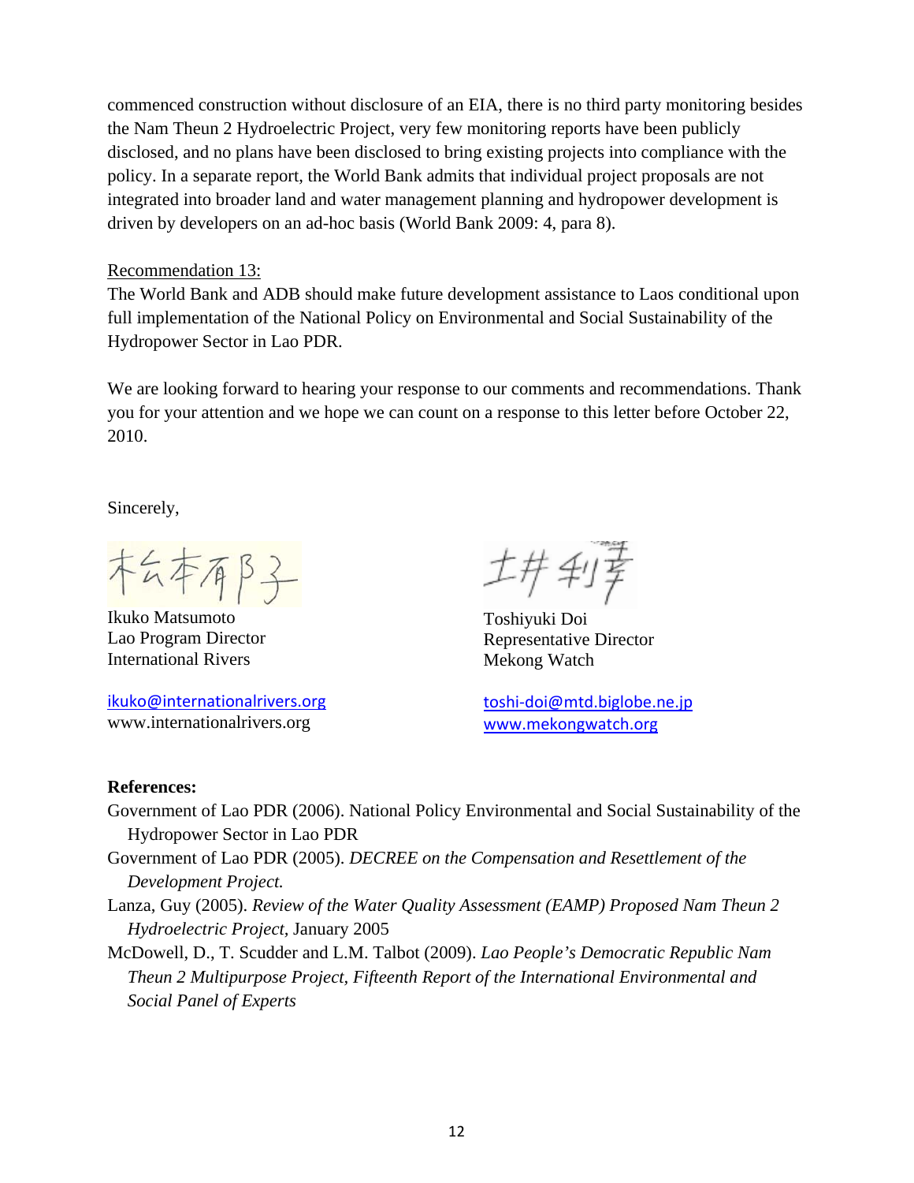commenced construction without disclosure of an EIA, there is no third party monitoring besides the Nam Theun 2 Hydroelectric Project, very few monitoring reports have been publicly disclosed, and no plans have been disclosed to bring existing projects into compliance with the policy. In a separate report, the World Bank admits that individual project proposals are not integrated into broader land and water management planning and hydropower development is driven by developers on an ad-hoc basis (World Bank 2009: 4, para 8).

Recommendation 13:

The World Bank and ADB should make future development assistance to Laos conditional upon full implementation of the National Policy on Environmental and Social Sustainability of the Hydropower Sector in Lao PDR.

We are looking forward to hearing your response to our comments and recommendations. Thank you for your attention and we hope we can count on a response to this letter before October 22, 2010.

Sincerely,

松本郁子

Ikuko Matsumoto
Lao Program Director
International Rivers

ikuko@internationalrivers.org
www.internationalrivers.org

土井利幸

Toshiyuki Doi
Representative Director
Mekong Watch

toshi-doi@mtd.biglobe.ne.jp
www.mekongwatch.org

**References:**

Government of Lao PDR (2006). National Policy Environmental and Social Sustainability of the Hydropower Sector in Lao PDR

Government of Lao PDR (2005). *DECREE on the Compensation and Resettlement of the Development Project.*

Lanza, Guy (2005). *Review of the Water Quality Assessment (EAMP) Proposed Nam Theun 2 Hydroelectric Project*, January 2005

McDowell, D., T. Scudder and L.M. Talbot (2009). *Lao People's Democratic Republic Nam Theun 2 Multipurpose Project, Fifteenth Report of the International Environmental and Social Panel of Experts*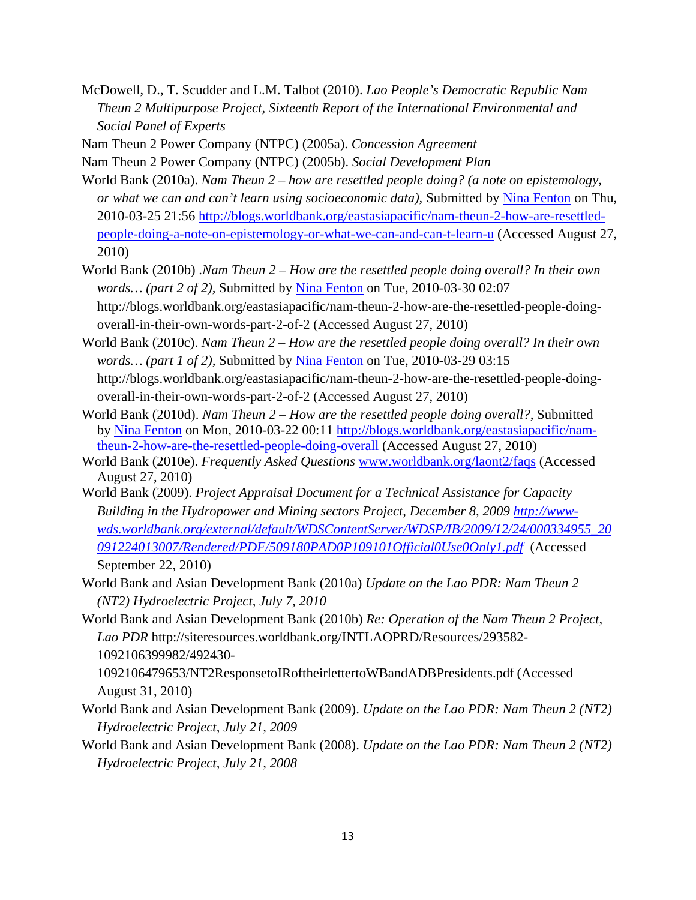McDowell, D., T. Scudder and L.M. Talbot (2010). *Lao People's Democratic Republic Nam Theun 2 Multipurpose Project, Sixteenth Report of the International Environmental and Social Panel of Experts*

Nam Theun 2 Power Company (NTPC) (2005a). *Concession Agreement*

Nam Theun 2 Power Company (NTPC) (2005b). *Social Development Plan*

World Bank (2010a). *Nam Theun 2 – how are resettled people doing? (a note on epistemology, or what we can and can't learn using socioeconomic data),* Submitted by Nina Fenton on Thu, 2010-03-25 21:56 http://blogs.worldbank.org/eastasiapacific/nam-theun-2-how-are-resettled-people-doing-a-note-on-epistemology-or-what-we-can-and-can-t-learn-u (Accessed August 27, 2010)

World Bank (2010b) .*Nam Theun 2 – How are the resettled people doing overall? In their own words… (part 2 of 2),* Submitted by Nina Fenton on Tue, 2010-03-30 02:07 http://blogs.worldbank.org/eastasiapacific/nam-theun-2-how-are-the-resettled-people-doing-overall-in-their-own-words-part-2-of-2 (Accessed August 27, 2010)

World Bank (2010c). *Nam Theun 2 – How are the resettled people doing overall? In their own words… (part 1 of 2),* Submitted by Nina Fenton on Tue, 2010-03-29 03:15 http://blogs.worldbank.org/eastasiapacific/nam-theun-2-how-are-the-resettled-people-doing-overall-in-their-own-words-part-2-of-2 (Accessed August 27, 2010)

World Bank (2010d). *Nam Theun 2 – How are the resettled people doing overall?,* Submitted by Nina Fenton on Mon, 2010-03-22 00:11 http://blogs.worldbank.org/eastasiapacific/nam-theun-2-how-are-the-resettled-people-doing-overall (Accessed August 27, 2010)

World Bank (2010e). *Frequently Asked Questions* www.worldbank.org/laont2/faqs (Accessed August 27, 2010)

World Bank (2009). *Project Appraisal Document for a Technical Assistance for Capacity Building in the Hydropower and Mining sectors Project, December 8, 2009 http://www-wds.worldbank.org/external/default/WDSContentServer/WDSP/IB/2009/12/24/000334955_20091224013007/Rendered/PDF/509180PAD0P109101Official0Use0Only1.pdf* (Accessed September 22, 2010)

World Bank and Asian Development Bank (2010a) *Update on the Lao PDR: Nam Theun 2 (NT2) Hydroelectric Project, July 7, 2010*

World Bank and Asian Development Bank (2010b) *Re: Operation of the Nam Theun 2 Project, Lao PDR* http://siteresources.worldbank.org/INTLAOPRD/Resources/293582-1092106399982/492430-1092106479653/NT2ResponsetoIRoftheirlettertoWBandADBPresidents.pdf (Accessed August 31, 2010)

World Bank and Asian Development Bank (2009). *Update on the Lao PDR: Nam Theun 2 (NT2) Hydroelectric Project, July 21, 2009*

World Bank and Asian Development Bank (2008). *Update on the Lao PDR: Nam Theun 2 (NT2) Hydroelectric Project, July 21, 2008*